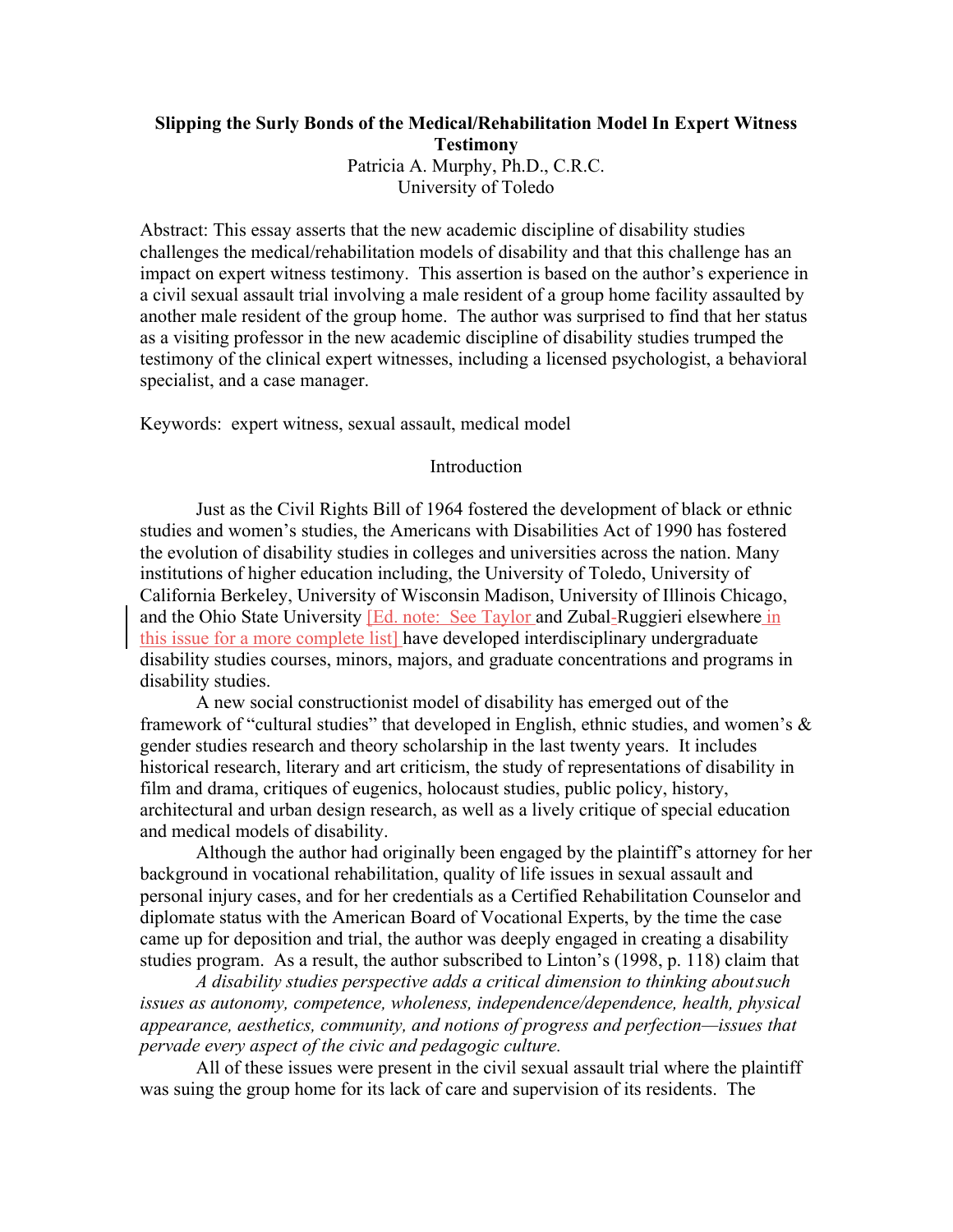# Slipping the Surly Bonds of the Medical/Rehabilitation Model In Expert Witness Testimony

Patricia A. Murphy, Ph.D., C.R.C.
University of Toledo

Abstract: This essay asserts that the new academic discipline of disability studies challenges the medical/rehabilitation models of disability and that this challenge has an impact on expert witness testimony. This assertion is based on the author's experience in a civil sexual assault trial involving a male resident of a group home facility assaulted by another male resident of the group home. The author was surprised to find that her status as a visiting professor in the new academic discipline of disability studies trumped the testimony of the clinical expert witnesses, including a licensed psychologist, a behavioral specialist, and a case manager.

Keywords: expert witness, sexual assault, medical model

## Introduction

Just as the Civil Rights Bill of 1964 fostered the development of black or ethnic studies and women's studies, the Americans with Disabilities Act of 1990 has fostered the evolution of disability studies in colleges and universities across the nation. Many institutions of higher education including, the University of Toledo, University of California Berkeley, University of Wisconsin Madison, University of Illinois Chicago, and the Ohio State University [Ed. note: See Taylor and Zubal-Ruggieri elsewhere in this issue for a more complete list] have developed interdisciplinary undergraduate disability studies courses, minors, majors, and graduate concentrations and programs in disability studies.

A new social constructionist model of disability has emerged out of the framework of "cultural studies" that developed in English, ethnic studies, and women's & gender studies research and theory scholarship in the last twenty years. It includes historical research, literary and art criticism, the study of representations of disability in film and drama, critiques of eugenics, holocaust studies, public policy, history, architectural and urban design research, as well as a lively critique of special education and medical models of disability.

Although the author had originally been engaged by the plaintiff's attorney for her background in vocational rehabilitation, quality of life issues in sexual assault and personal injury cases, and for her credentials as a Certified Rehabilitation Counselor and diplomate status with the American Board of Vocational Experts, by the time the case came up for deposition and trial, the author was deeply engaged in creating a disability studies program. As a result, the author subscribed to Linton's (1998, p. 118) claim that

*A disability studies perspective adds a critical dimension to thinking about such issues as autonomy, competence, wholeness, independence/dependence, health, physical appearance, aesthetics, community, and notions of progress and perfection—issues that pervade every aspect of the civic and pedagogic culture.*

All of these issues were present in the civil sexual assault trial where the plaintiff was suing the group home for its lack of care and supervision of its residents. The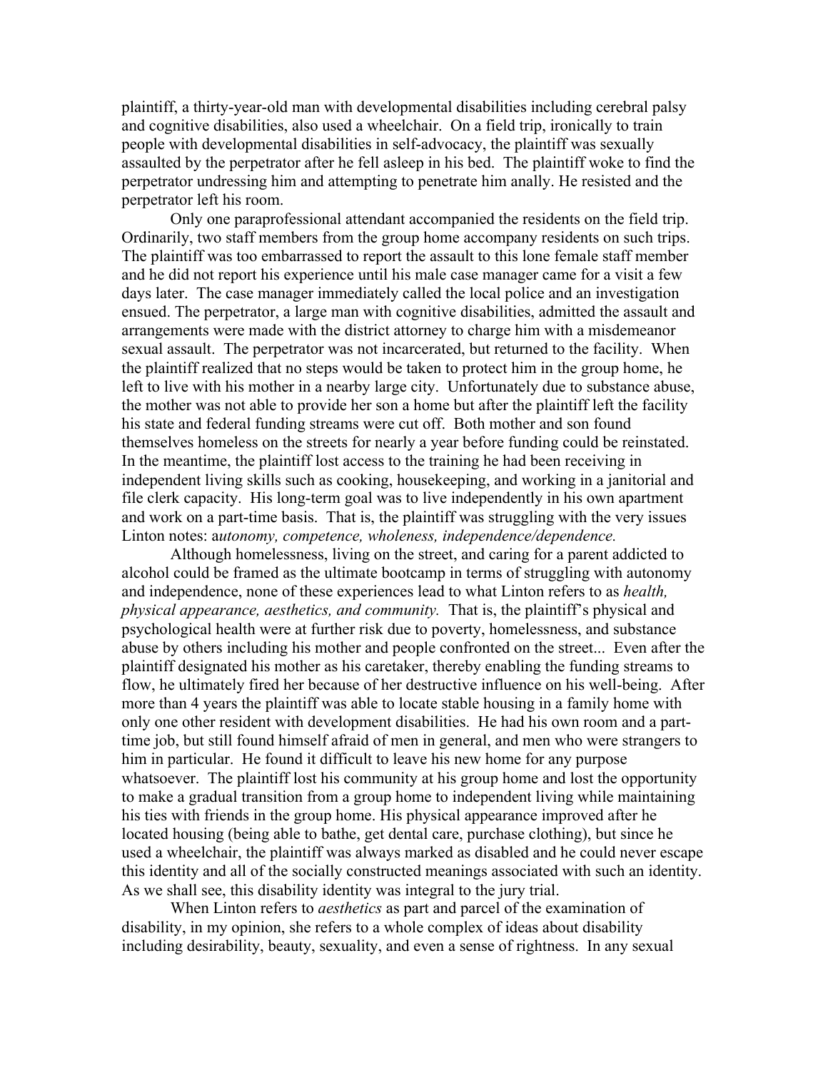plaintiff, a thirty-year-old man with developmental disabilities including cerebral palsy and cognitive disabilities, also used a wheelchair. On a field trip, ironically to train people with developmental disabilities in self-advocacy, the plaintiff was sexually assaulted by the perpetrator after he fell asleep in his bed. The plaintiff woke to find the perpetrator undressing him and attempting to penetrate him anally. He resisted and the perpetrator left his room.

Only one paraprofessional attendant accompanied the residents on the field trip. Ordinarily, two staff members from the group home accompany residents on such trips. The plaintiff was too embarrassed to report the assault to this lone female staff member and he did not report his experience until his male case manager came for a visit a few days later. The case manager immediately called the local police and an investigation ensued. The perpetrator, a large man with cognitive disabilities, admitted the assault and arrangements were made with the district attorney to charge him with a misdemeanor sexual assault. The perpetrator was not incarcerated, but returned to the facility. When the plaintiff realized that no steps would be taken to protect him in the group home, he left to live with his mother in a nearby large city. Unfortunately due to substance abuse, the mother was not able to provide her son a home but after the plaintiff left the facility his state and federal funding streams were cut off. Both mother and son found themselves homeless on the streets for nearly a year before funding could be reinstated. In the meantime, the plaintiff lost access to the training he had been receiving in independent living skills such as cooking, housekeeping, and working in a janitorial and file clerk capacity. His long-term goal was to live independently in his own apartment and work on a part-time basis. That is, the plaintiff was struggling with the very issues Linton notes: *autonomy, competence, wholeness, independence/dependence.*

Although homelessness, living on the street, and caring for a parent addicted to alcohol could be framed as the ultimate bootcamp in terms of struggling with autonomy and independence, none of these experiences lead to what Linton refers to as *health, physical appearance, aesthetics, and community.* That is, the plaintiff's physical and psychological health were at further risk due to poverty, homelessness, and substance abuse by others including his mother and people confronted on the street... Even after the plaintiff designated his mother as his caretaker, thereby enabling the funding streams to flow, he ultimately fired her because of her destructive influence on his well-being. After more than 4 years the plaintiff was able to locate stable housing in a family home with only one other resident with development disabilities. He had his own room and a part-time job, but still found himself afraid of men in general, and men who were strangers to him in particular. He found it difficult to leave his new home for any purpose whatsoever. The plaintiff lost his community at his group home and lost the opportunity to make a gradual transition from a group home to independent living while maintaining his ties with friends in the group home. His physical appearance improved after he located housing (being able to bathe, get dental care, purchase clothing), but since he used a wheelchair, the plaintiff was always marked as disabled and he could never escape this identity and all of the socially constructed meanings associated with such an identity. As we shall see, this disability identity was integral to the jury trial.

When Linton refers to *aesthetics* as part and parcel of the examination of disability, in my opinion, she refers to a whole complex of ideas about disability including desirability, beauty, sexuality, and even a sense of rightness. In any sexual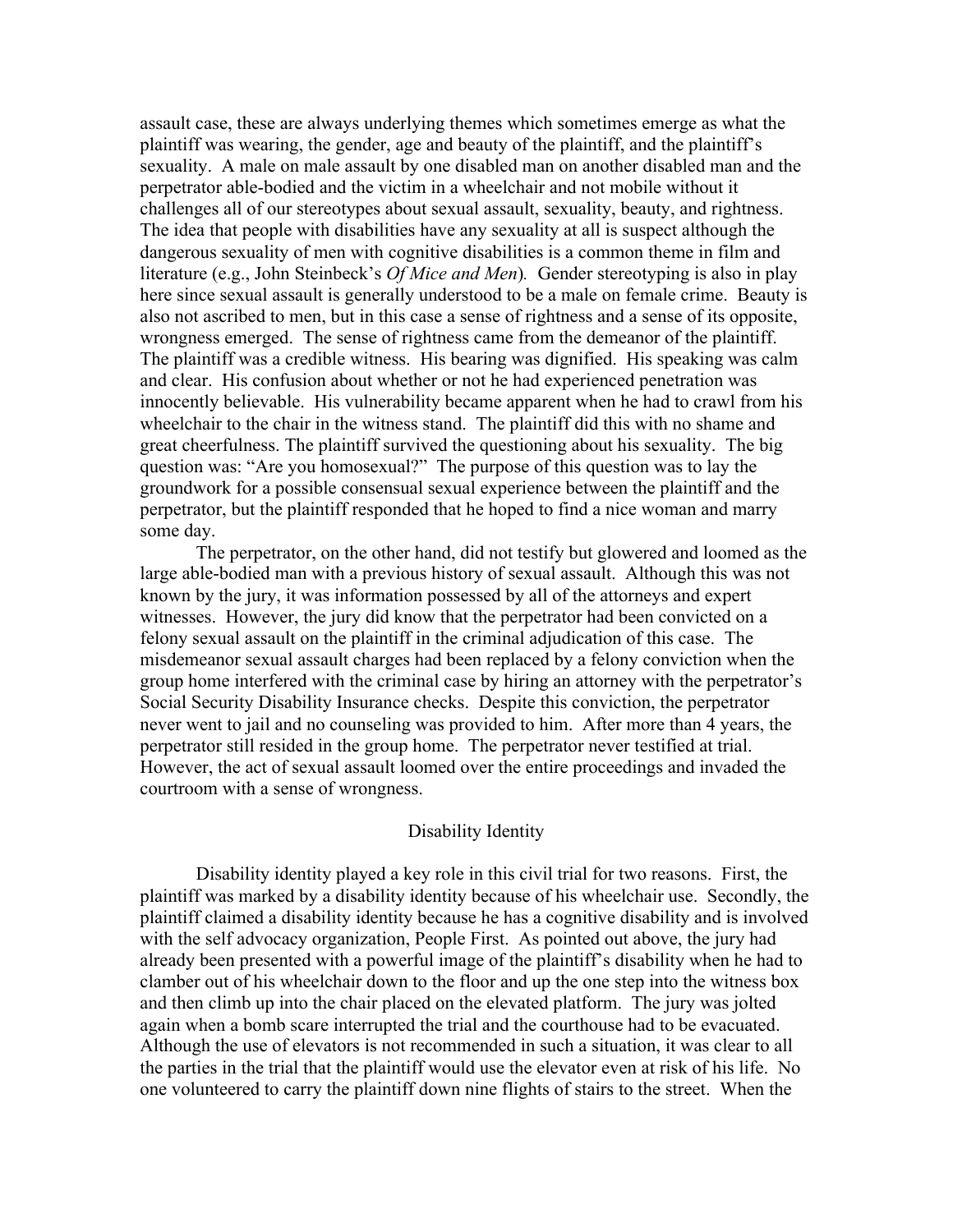assault case, these are always underlying themes which sometimes emerge as what the plaintiff was wearing, the gender, age and beauty of the plaintiff, and the plaintiff's sexuality. A male on male assault by one disabled man on another disabled man and the perpetrator able-bodied and the victim in a wheelchair and not mobile without it challenges all of our stereotypes about sexual assault, sexuality, beauty, and rightness. The idea that people with disabilities have any sexuality at all is suspect although the dangerous sexuality of men with cognitive disabilities is a common theme in film and literature (e.g., John Steinbeck's *Of Mice and Men*). Gender stereotyping is also in play here since sexual assault is generally understood to be a male on female crime. Beauty is also not ascribed to men, but in this case a sense of rightness and a sense of its opposite, wrongness emerged. The sense of rightness came from the demeanor of the plaintiff. The plaintiff was a credible witness. His bearing was dignified. His speaking was calm and clear. His confusion about whether or not he had experienced penetration was innocently believable. His vulnerability became apparent when he had to crawl from his wheelchair to the chair in the witness stand. The plaintiff did this with no shame and great cheerfulness. The plaintiff survived the questioning about his sexuality. The big question was: "Are you homosexual?" The purpose of this question was to lay the groundwork for a possible consensual sexual experience between the plaintiff and the perpetrator, but the plaintiff responded that he hoped to find a nice woman and marry some day.

The perpetrator, on the other hand, did not testify but glowered and loomed as the large able-bodied man with a previous history of sexual assault. Although this was not known by the jury, it was information possessed by all of the attorneys and expert witnesses. However, the jury did know that the perpetrator had been convicted on a felony sexual assault on the plaintiff in the criminal adjudication of this case. The misdemeanor sexual assault charges had been replaced by a felony conviction when the group home interfered with the criminal case by hiring an attorney with the perpetrator's Social Security Disability Insurance checks. Despite this conviction, the perpetrator never went to jail and no counseling was provided to him. After more than 4 years, the perpetrator still resided in the group home. The perpetrator never testified at trial. However, the act of sexual assault loomed over the entire proceedings and invaded the courtroom with a sense of wrongness.

## Disability Identity

Disability identity played a key role in this civil trial for two reasons. First, the plaintiff was marked by a disability identity because of his wheelchair use. Secondly, the plaintiff claimed a disability identity because he has a cognitive disability and is involved with the self advocacy organization, People First. As pointed out above, the jury had already been presented with a powerful image of the plaintiff's disability when he had to clamber out of his wheelchair down to the floor and up the one step into the witness box and then climb up into the chair placed on the elevated platform. The jury was jolted again when a bomb scare interrupted the trial and the courthouse had to be evacuated. Although the use of elevators is not recommended in such a situation, it was clear to all the parties in the trial that the plaintiff would use the elevator even at risk of his life. No one volunteered to carry the plaintiff down nine flights of stairs to the street. When the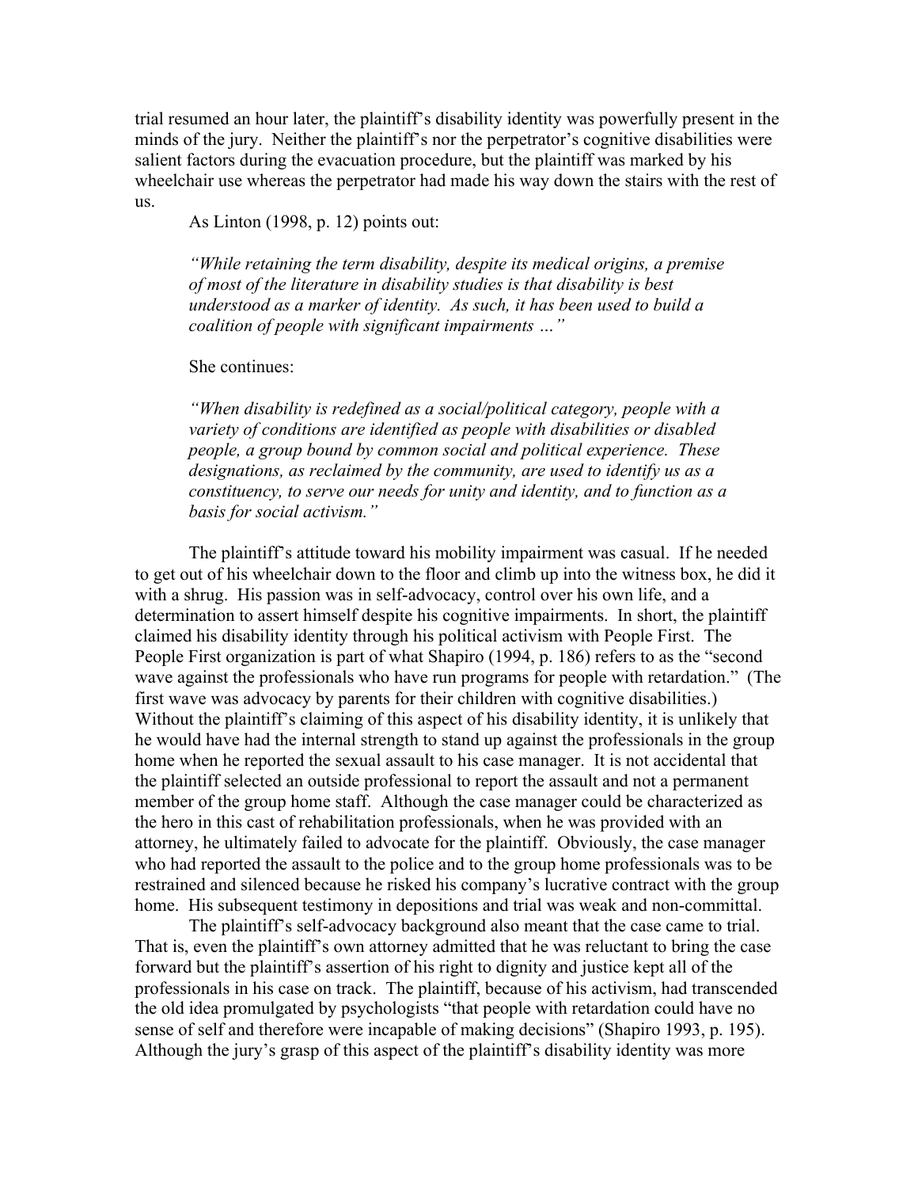trial resumed an hour later, the plaintiff's disability identity was powerfully present in the minds of the jury. Neither the plaintiff's nor the perpetrator's cognitive disabilities were salient factors during the evacuation procedure, but the plaintiff was marked by his wheelchair use whereas the perpetrator had made his way down the stairs with the rest of us.

As Linton (1998, p. 12) points out:

> *"While retaining the term disability, despite its medical origins, a premise of most of the literature in disability studies is that disability is best understood as a marker of identity. As such, it has been used to build a coalition of people with significant impairments …"*

She continues:

> *"When disability is redefined as a social/political category, people with a variety of conditions are identified as people with disabilities or disabled people, a group bound by common social and political experience. These designations, as reclaimed by the community, are used to identify us as a constituency, to serve our needs for unity and identity, and to function as a basis for social activism."*

The plaintiff's attitude toward his mobility impairment was casual. If he needed to get out of his wheelchair down to the floor and climb up into the witness box, he did it with a shrug. His passion was in self-advocacy, control over his own life, and a determination to assert himself despite his cognitive impairments. In short, the plaintiff claimed his disability identity through his political activism with People First. The People First organization is part of what Shapiro (1994, p. 186) refers to as the "second wave against the professionals who have run programs for people with retardation." (The first wave was advocacy by parents for their children with cognitive disabilities.) Without the plaintiff's claiming of this aspect of his disability identity, it is unlikely that he would have had the internal strength to stand up against the professionals in the group home when he reported the sexual assault to his case manager. It is not accidental that the plaintiff selected an outside professional to report the assault and not a permanent member of the group home staff. Although the case manager could be characterized as the hero in this cast of rehabilitation professionals, when he was provided with an attorney, he ultimately failed to advocate for the plaintiff. Obviously, the case manager who had reported the assault to the police and to the group home professionals was to be restrained and silenced because he risked his company's lucrative contract with the group home. His subsequent testimony in depositions and trial was weak and non-committal.

The plaintiff's self-advocacy background also meant that the case came to trial. That is, even the plaintiff's own attorney admitted that he was reluctant to bring the case forward but the plaintiff's assertion of his right to dignity and justice kept all of the professionals in his case on track. The plaintiff, because of his activism, had transcended the old idea promulgated by psychologists "that people with retardation could have no sense of self and therefore were incapable of making decisions" (Shapiro 1993, p. 195). Although the jury's grasp of this aspect of the plaintiff's disability identity was more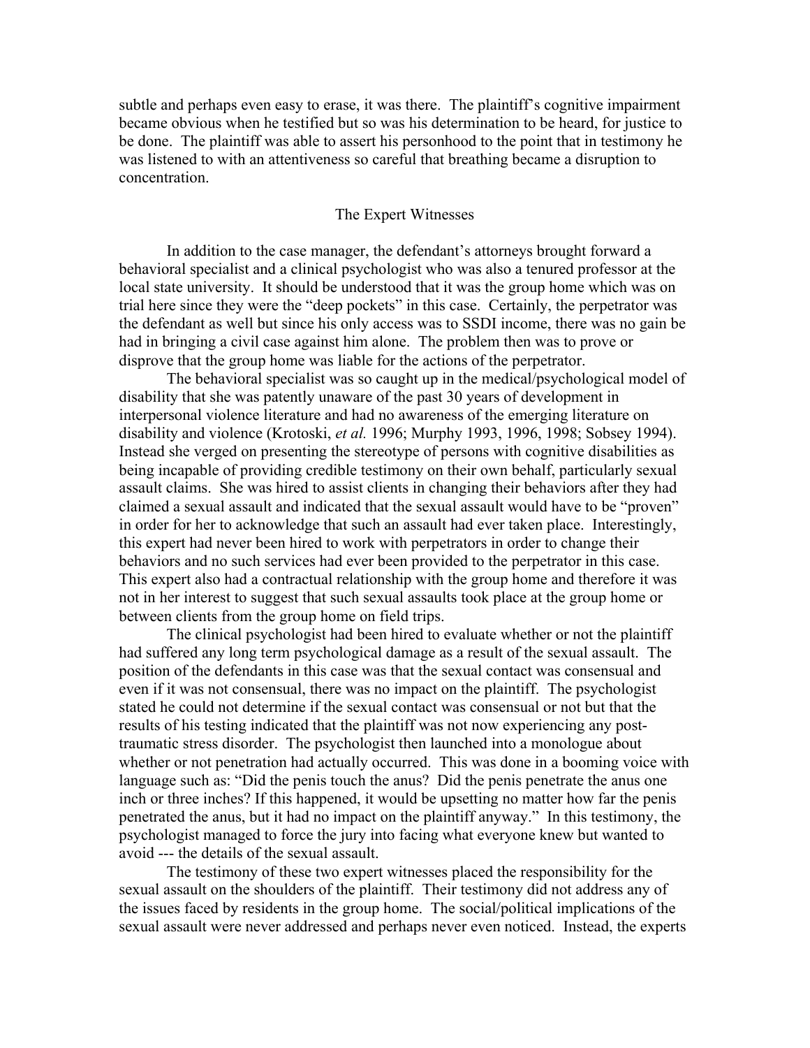subtle and perhaps even easy to erase, it was there. The plaintiff's cognitive impairment became obvious when he testified but so was his determination to be heard, for justice to be done. The plaintiff was able to assert his personhood to the point that in testimony he was listened to with an attentiveness so careful that breathing became a disruption to concentration.

## The Expert Witnesses

In addition to the case manager, the defendant's attorneys brought forward a behavioral specialist and a clinical psychologist who was also a tenured professor at the local state university. It should be understood that it was the group home which was on trial here since they were the "deep pockets" in this case. Certainly, the perpetrator was the defendant as well but since his only access was to SSDI income, there was no gain be had in bringing a civil case against him alone. The problem then was to prove or disprove that the group home was liable for the actions of the perpetrator.

The behavioral specialist was so caught up in the medical/psychological model of disability that she was patently unaware of the past 30 years of development in interpersonal violence literature and had no awareness of the emerging literature on disability and violence (Krotoski, *et al.* 1996; Murphy 1993, 1996, 1998; Sobsey 1994). Instead she verged on presenting the stereotype of persons with cognitive disabilities as being incapable of providing credible testimony on their own behalf, particularly sexual assault claims. She was hired to assist clients in changing their behaviors after they had claimed a sexual assault and indicated that the sexual assault would have to be "proven" in order for her to acknowledge that such an assault had ever taken place. Interestingly, this expert had never been hired to work with perpetrators in order to change their behaviors and no such services had ever been provided to the perpetrator in this case. This expert also had a contractual relationship with the group home and therefore it was not in her interest to suggest that such sexual assaults took place at the group home or between clients from the group home on field trips.

The clinical psychologist had been hired to evaluate whether or not the plaintiff had suffered any long term psychological damage as a result of the sexual assault. The position of the defendants in this case was that the sexual contact was consensual and even if it was not consensual, there was no impact on the plaintiff. The psychologist stated he could not determine if the sexual contact was consensual or not but that the results of his testing indicated that the plaintiff was not now experiencing any post-traumatic stress disorder. The psychologist then launched into a monologue about whether or not penetration had actually occurred. This was done in a booming voice with language such as: "Did the penis touch the anus? Did the penis penetrate the anus one inch or three inches? If this happened, it would be upsetting no matter how far the penis penetrated the anus, but it had no impact on the plaintiff anyway." In this testimony, the psychologist managed to force the jury into facing what everyone knew but wanted to avoid --- the details of the sexual assault.

The testimony of these two expert witnesses placed the responsibility for the sexual assault on the shoulders of the plaintiff. Their testimony did not address any of the issues faced by residents in the group home. The social/political implications of the sexual assault were never addressed and perhaps never even noticed. Instead, the experts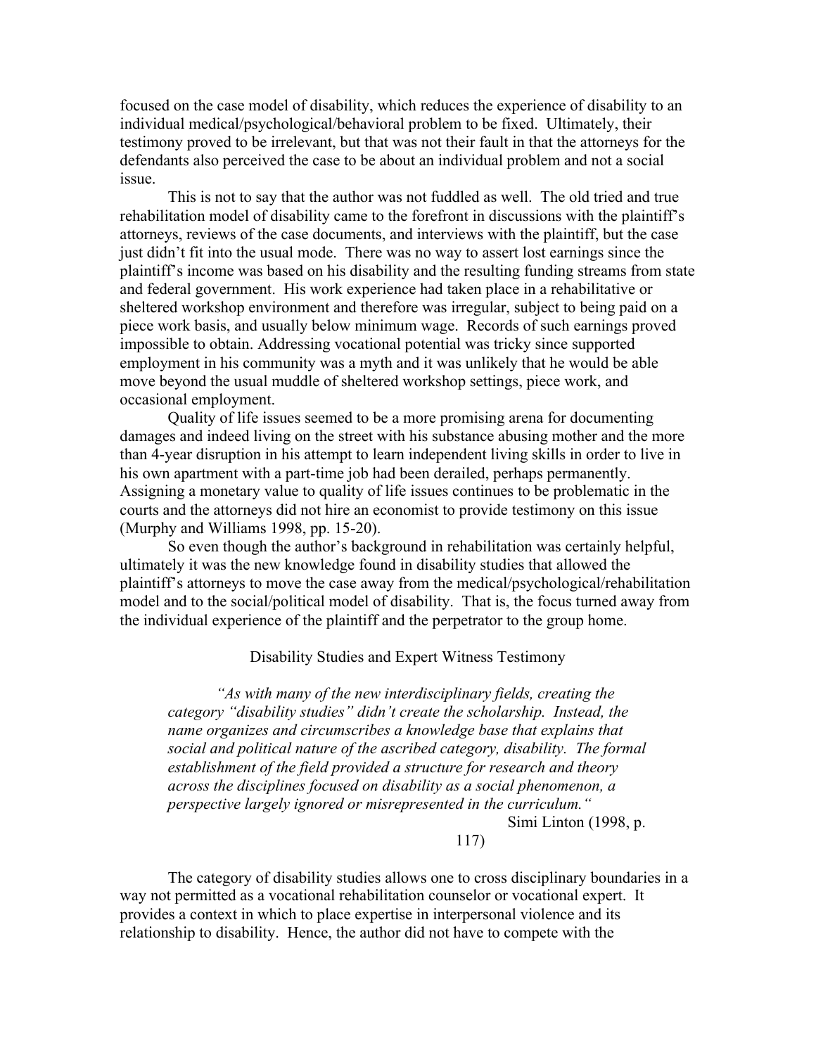focused on the case model of disability, which reduces the experience of disability to an individual medical/psychological/behavioral problem to be fixed. Ultimately, their testimony proved to be irrelevant, but that was not their fault in that the attorneys for the defendants also perceived the case to be about an individual problem and not a social issue.

This is not to say that the author was not fuddled as well. The old tried and true rehabilitation model of disability came to the forefront in discussions with the plaintiff's attorneys, reviews of the case documents, and interviews with the plaintiff, but the case just didn't fit into the usual mode. There was no way to assert lost earnings since the plaintiff's income was based on his disability and the resulting funding streams from state and federal government. His work experience had taken place in a rehabilitative or sheltered workshop environment and therefore was irregular, subject to being paid on a piece work basis, and usually below minimum wage. Records of such earnings proved impossible to obtain. Addressing vocational potential was tricky since supported employment in his community was a myth and it was unlikely that he would be able move beyond the usual muddle of sheltered workshop settings, piece work, and occasional employment.

Quality of life issues seemed to be a more promising arena for documenting damages and indeed living on the street with his substance abusing mother and the more than 4-year disruption in his attempt to learn independent living skills in order to live in his own apartment with a part-time job had been derailed, perhaps permanently. Assigning a monetary value to quality of life issues continues to be problematic in the courts and the attorneys did not hire an economist to provide testimony on this issue (Murphy and Williams 1998, pp. 15-20).

So even though the author's background in rehabilitation was certainly helpful, ultimately it was the new knowledge found in disability studies that allowed the plaintiff's attorneys to move the case away from the medical/psychological/rehabilitation model and to the social/political model of disability. That is, the focus turned away from the individual experience of the plaintiff and the perpetrator to the group home.

## Disability Studies and Expert Witness Testimony

> *"As with many of the new interdisciplinary fields, creating the category "disability studies" didn't create the scholarship. Instead, the name organizes and circumscribes a knowledge base that explains that social and political nature of the ascribed category, disability. The formal establishment of the field provided a structure for research and theory across the disciplines focused on disability as a social phenomenon, a perspective largely ignored or misrepresented in the curriculum."*
>
> Simi Linton (1998, p. 117)

The category of disability studies allows one to cross disciplinary boundaries in a way not permitted as a vocational rehabilitation counselor or vocational expert. It provides a context in which to place expertise in interpersonal violence and its relationship to disability. Hence, the author did not have to compete with the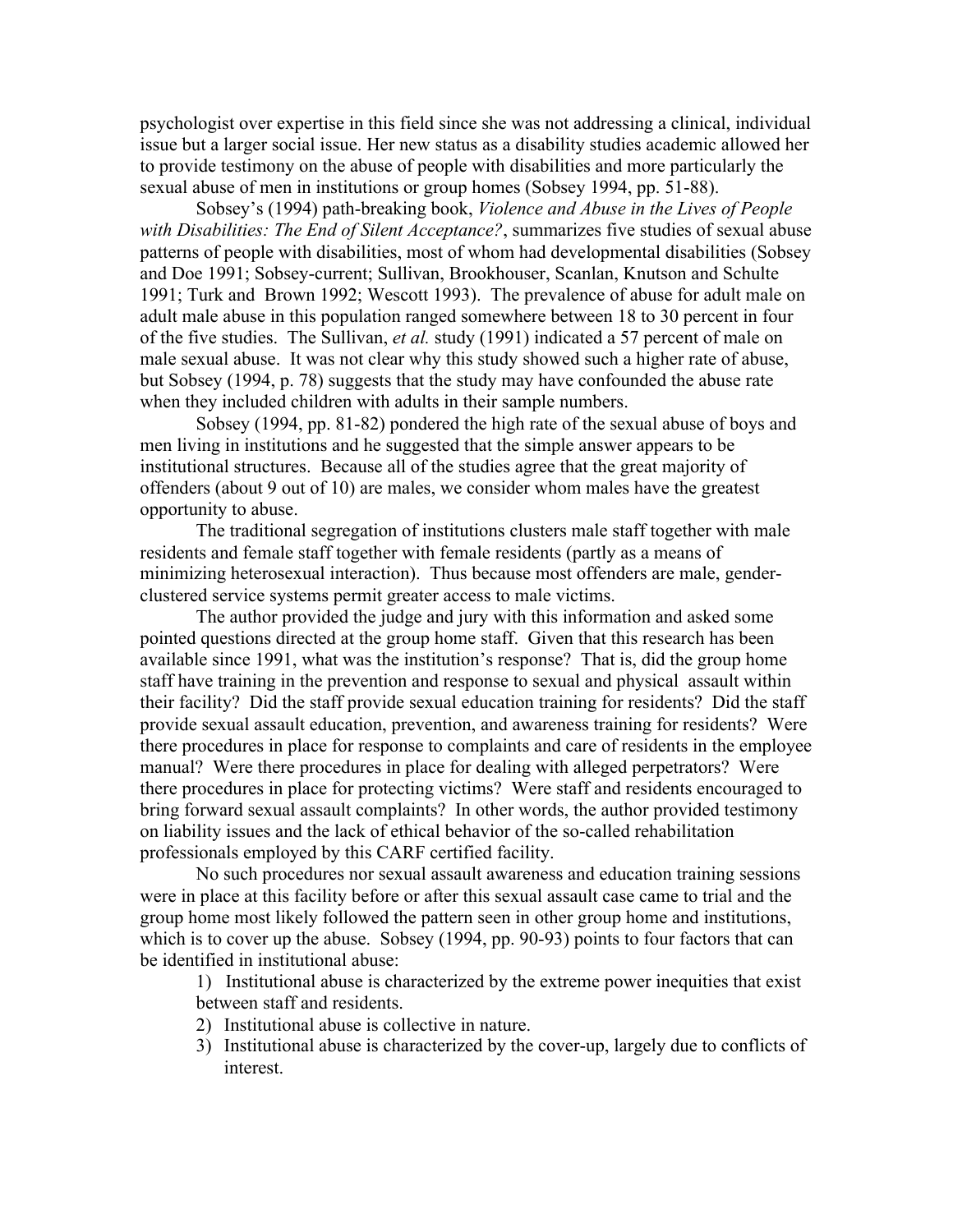psychologist over expertise in this field since she was not addressing a clinical, individual issue but a larger social issue. Her new status as a disability studies academic allowed her to provide testimony on the abuse of people with disabilities and more particularly the sexual abuse of men in institutions or group homes (Sobsey 1994, pp. 51-88).

Sobsey's (1994) path-breaking book, *Violence and Abuse in the Lives of People with Disabilities: The End of Silent Acceptance?*, summarizes five studies of sexual abuse patterns of people with disabilities, most of whom had developmental disabilities (Sobsey and Doe 1991; Sobsey-current; Sullivan, Brookhouser, Scanlan, Knutson and Schulte 1991; Turk and Brown 1992; Wescott 1993). The prevalence of abuse for adult male on adult male abuse in this population ranged somewhere between 18 to 30 percent in four of the five studies. The Sullivan, *et al.* study (1991) indicated a 57 percent of male on male sexual abuse. It was not clear why this study showed such a higher rate of abuse, but Sobsey (1994, p. 78) suggests that the study may have confounded the abuse rate when they included children with adults in their sample numbers.

Sobsey (1994, pp. 81-82) pondered the high rate of the sexual abuse of boys and men living in institutions and he suggested that the simple answer appears to be institutional structures. Because all of the studies agree that the great majority of offenders (about 9 out of 10) are males, we consider whom males have the greatest opportunity to abuse.

The traditional segregation of institutions clusters male staff together with male residents and female staff together with female residents (partly as a means of minimizing heterosexual interaction). Thus because most offenders are male, gender-clustered service systems permit greater access to male victims.

The author provided the judge and jury with this information and asked some pointed questions directed at the group home staff. Given that this research has been available since 1991, what was the institution's response? That is, did the group home staff have training in the prevention and response to sexual and physical assault within their facility? Did the staff provide sexual education training for residents? Did the staff provide sexual assault education, prevention, and awareness training for residents? Were there procedures in place for response to complaints and care of residents in the employee manual? Were there procedures in place for dealing with alleged perpetrators? Were there procedures in place for protecting victims? Were staff and residents encouraged to bring forward sexual assault complaints? In other words, the author provided testimony on liability issues and the lack of ethical behavior of the so-called rehabilitation professionals employed by this CARF certified facility.

No such procedures nor sexual assault awareness and education training sessions were in place at this facility before or after this sexual assault case came to trial and the group home most likely followed the pattern seen in other group home and institutions, which is to cover up the abuse. Sobsey (1994, pp. 90-93) points to four factors that can be identified in institutional abuse:

1) Institutional abuse is characterized by the extreme power inequities that exist between staff and residents.
2) Institutional abuse is collective in nature.
3) Institutional abuse is characterized by the cover-up, largely due to conflicts of interest.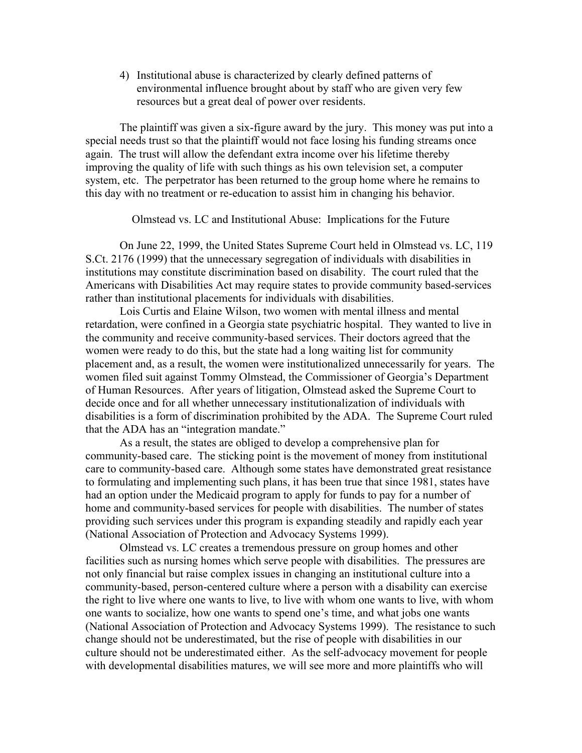4) Institutional abuse is characterized by clearly defined patterns of environmental influence brought about by staff who are given very few resources but a great deal of power over residents.

The plaintiff was given a six-figure award by the jury. This money was put into a special needs trust so that the plaintiff would not face losing his funding streams once again. The trust will allow the defendant extra income over his lifetime thereby improving the quality of life with such things as his own television set, a computer system, etc. The perpetrator has been returned to the group home where he remains to this day with no treatment or re-education to assist him in changing his behavior.

## Olmstead vs. LC and Institutional Abuse: Implications for the Future

On June 22, 1999, the United States Supreme Court held in Olmstead vs. LC, 119 S.Ct. 2176 (1999) that the unnecessary segregation of individuals with disabilities in institutions may constitute discrimination based on disability. The court ruled that the Americans with Disabilities Act may require states to provide community based-services rather than institutional placements for individuals with disabilities.

Lois Curtis and Elaine Wilson, two women with mental illness and mental retardation, were confined in a Georgia state psychiatric hospital. They wanted to live in the community and receive community-based services. Their doctors agreed that the women were ready to do this, but the state had a long waiting list for community placement and, as a result, the women were institutionalized unnecessarily for years. The women filed suit against Tommy Olmstead, the Commissioner of Georgia's Department of Human Resources. After years of litigation, Olmstead asked the Supreme Court to decide once and for all whether unnecessary institutionalization of individuals with disabilities is a form of discrimination prohibited by the ADA. The Supreme Court ruled that the ADA has an "integration mandate."

As a result, the states are obliged to develop a comprehensive plan for community-based care. The sticking point is the movement of money from institutional care to community-based care. Although some states have demonstrated great resistance to formulating and implementing such plans, it has been true that since 1981, states have had an option under the Medicaid program to apply for funds to pay for a number of home and community-based services for people with disabilities. The number of states providing such services under this program is expanding steadily and rapidly each year (National Association of Protection and Advocacy Systems 1999).

Olmstead vs. LC creates a tremendous pressure on group homes and other facilities such as nursing homes which serve people with disabilities. The pressures are not only financial but raise complex issues in changing an institutional culture into a community-based, person-centered culture where a person with a disability can exercise the right to live where one wants to live, to live with whom one wants to live, with whom one wants to socialize, how one wants to spend one's time, and what jobs one wants (National Association of Protection and Advocacy Systems 1999). The resistance to such change should not be underestimated, but the rise of people with disabilities in our culture should not be underestimated either. As the self-advocacy movement for people with developmental disabilities matures, we will see more and more plaintiffs who will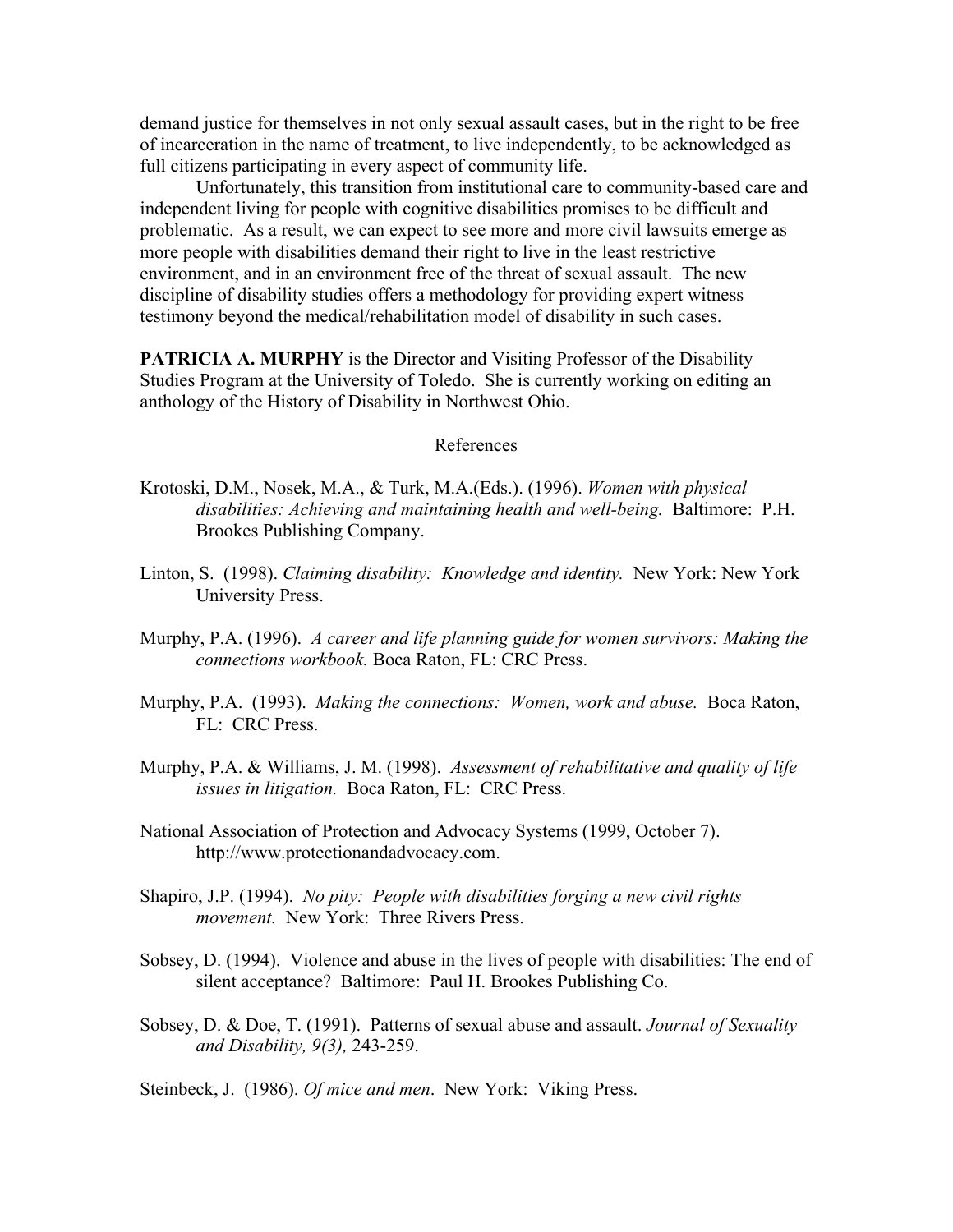demand justice for themselves in not only sexual assault cases, but in the right to be free of incarceration in the name of treatment, to live independently, to be acknowledged as full citizens participating in every aspect of community life.

Unfortunately, this transition from institutional care to community-based care and independent living for people with cognitive disabilities promises to be difficult and problematic. As a result, we can expect to see more and more civil lawsuits emerge as more people with disabilities demand their right to live in the least restrictive environment, and in an environment free of the threat of sexual assault. The new discipline of disability studies offers a methodology for providing expert witness testimony beyond the medical/rehabilitation model of disability in such cases.

**PATRICIA A. MURPHY** is the Director and Visiting Professor of the Disability Studies Program at the University of Toledo. She is currently working on editing an anthology of the History of Disability in Northwest Ohio.

## References

Krotoski, D.M., Nosek, M.A., & Turk, M.A.(Eds.). (1996). *Women with physical disabilities: Achieving and maintaining health and well-being.* Baltimore: P.H. Brookes Publishing Company.

Linton, S. (1998). *Claiming disability: Knowledge and identity.* New York: New York University Press.

Murphy, P.A. (1996). *A career and life planning guide for women survivors: Making the connections workbook.* Boca Raton, FL: CRC Press.

Murphy, P.A. (1993). *Making the connections: Women, work and abuse.* Boca Raton, FL: CRC Press.

Murphy, P.A. & Williams, J. M. (1998). *Assessment of rehabilitative and quality of life issues in litigation.* Boca Raton, FL: CRC Press.

National Association of Protection and Advocacy Systems (1999, October 7). http://www.protectionandadvocacy.com.

Shapiro, J.P. (1994). *No pity: People with disabilities forging a new civil rights movement.* New York: Three Rivers Press.

Sobsey, D. (1994). Violence and abuse in the lives of people with disabilities: The end of silent acceptance? Baltimore: Paul H. Brookes Publishing Co.

Sobsey, D. & Doe, T. (1991). Patterns of sexual abuse and assault. *Journal of Sexuality and Disability, 9(3),* 243-259.

Steinbeck, J. (1986). *Of mice and men*. New York: Viking Press.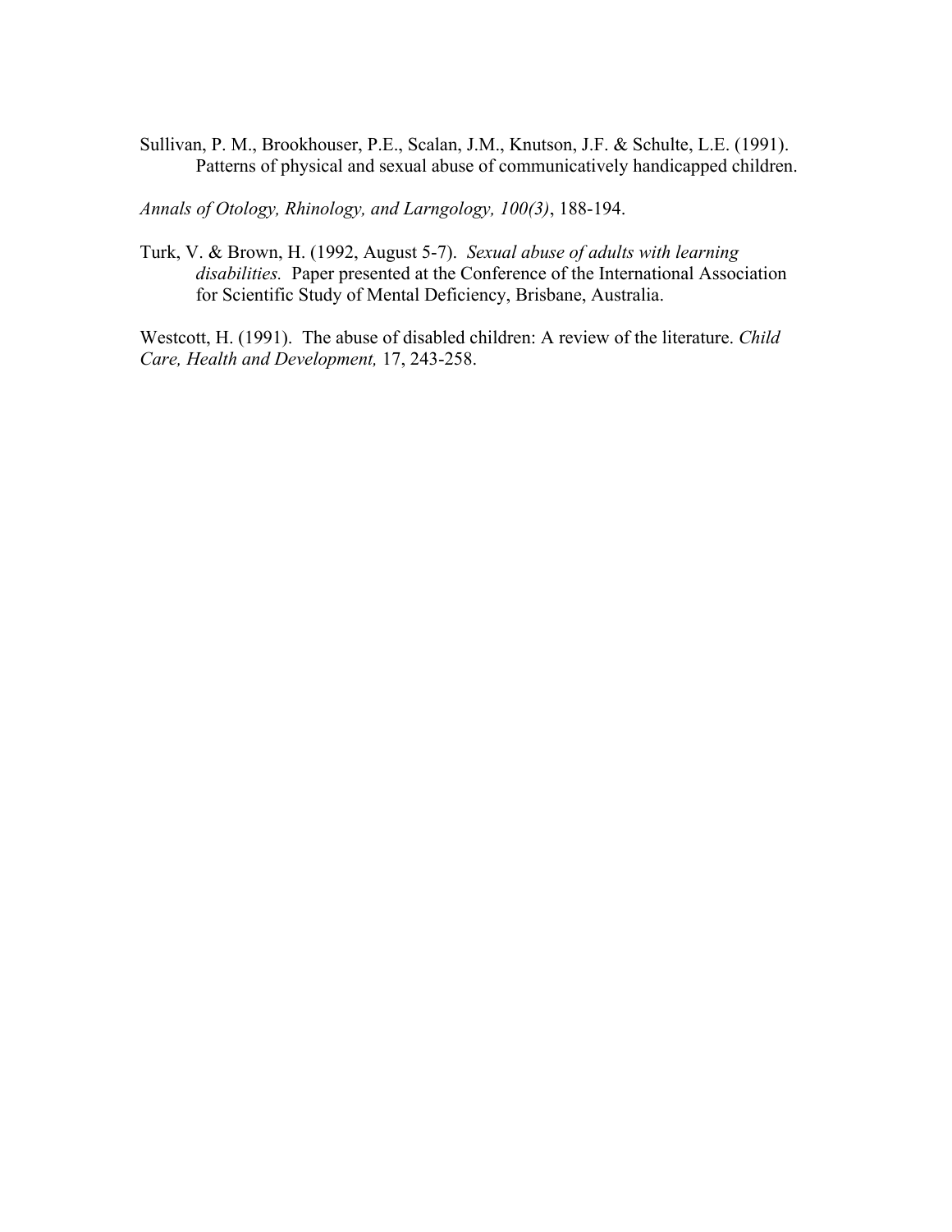Sullivan, P. M., Brookhouser, P.E., Scalan, J.M., Knutson, J.F. & Schulte, L.E. (1991). Patterns of physical and sexual abuse of communicatively handicapped children.

*Annals of Otology, Rhinology, and Larngology, 100(3)*, 188-194.

Turk, V. & Brown, H. (1992, August 5-7). *Sexual abuse of adults with learning disabilities.* Paper presented at the Conference of the International Association for Scientific Study of Mental Deficiency, Brisbane, Australia.

Westcott, H. (1991). The abuse of disabled children: A review of the literature. *Child Care, Health and Development,* 17, 243-258.